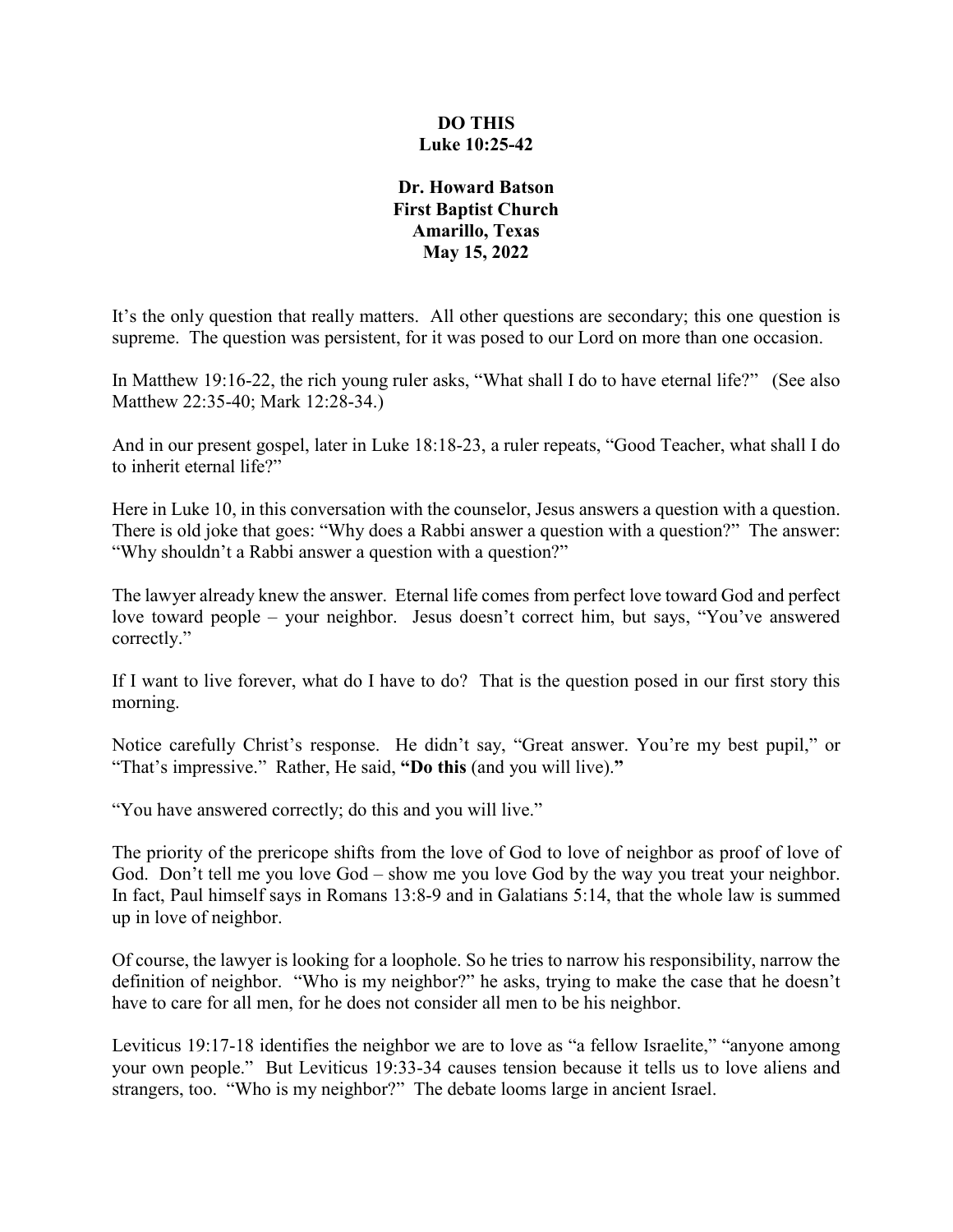# DO THIS
## Luke 10:25-42

**Dr. Howard Batson**
**First Baptist Church**
**Amarillo, Texas**
**May 15, 2022**

It's the only question that really matters. All other questions are secondary; this one question is supreme. The question was persistent, for it was posed to our Lord on more than one occasion.

In Matthew 19:16-22, the rich young ruler asks, "What shall I do to have eternal life?" (See also Matthew 22:35-40; Mark 12:28-34.)

And in our present gospel, later in Luke 18:18-23, a ruler repeats, "Good Teacher, what shall I do to inherit eternal life?"

Here in Luke 10, in this conversation with the counselor, Jesus answers a question with a question. There is old joke that goes: "Why does a Rabbi answer a question with a question?" The answer: "Why shouldn't a Rabbi answer a question with a question?"

The lawyer already knew the answer. Eternal life comes from perfect love toward God and perfect love toward people – your neighbor. Jesus doesn't correct him, but says, "You've answered correctly."

If I want to live forever, what do I have to do? That is the question posed in our first story this morning.

Notice carefully Christ's response. He didn't say, "Great answer. You're my best pupil," or "That's impressive." Rather, He said, **"Do this** (and you will live).**"**

"You have answered correctly; do this and you will live."

The priority of the prericope shifts from the love of God to love of neighbor as proof of love of God. Don't tell me you love God – show me you love God by the way you treat your neighbor. In fact, Paul himself says in Romans 13:8-9 and in Galatians 5:14, that the whole law is summed up in love of neighbor.

Of course, the lawyer is looking for a loophole. So he tries to narrow his responsibility, narrow the definition of neighbor. "Who is my neighbor?" he asks, trying to make the case that he doesn't have to care for all men, for he does not consider all men to be his neighbor.

Leviticus 19:17-18 identifies the neighbor we are to love as "a fellow Israelite," "anyone among your own people." But Leviticus 19:33-34 causes tension because it tells us to love aliens and strangers, too. "Who is my neighbor?" The debate looms large in ancient Israel.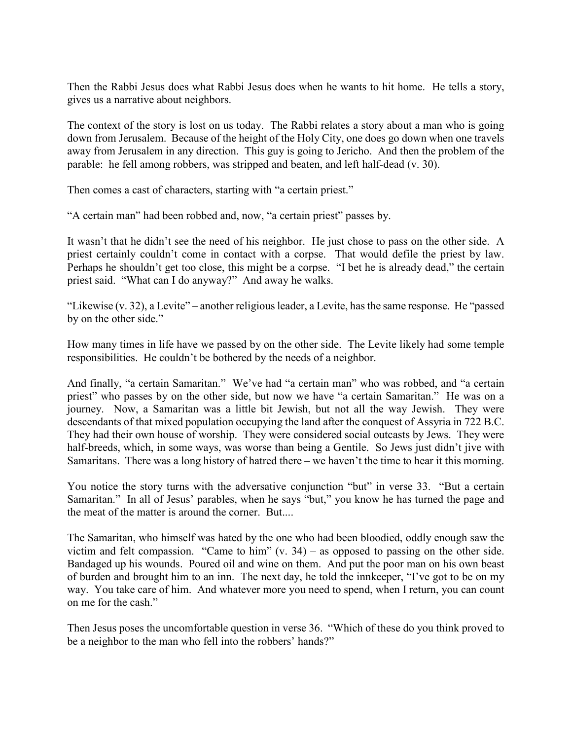Then the Rabbi Jesus does what Rabbi Jesus does when he wants to hit home. He tells a story, gives us a narrative about neighbors.

The context of the story is lost on us today. The Rabbi relates a story about a man who is going down from Jerusalem. Because of the height of the Holy City, one does go down when one travels away from Jerusalem in any direction. This guy is going to Jericho. And then the problem of the parable: he fell among robbers, was stripped and beaten, and left half-dead (v. 30).

Then comes a cast of characters, starting with "a certain priest."

"A certain man" had been robbed and, now, "a certain priest" passes by.

It wasn't that he didn't see the need of his neighbor. He just chose to pass on the other side. A priest certainly couldn't come in contact with a corpse. That would defile the priest by law. Perhaps he shouldn't get too close, this might be a corpse. "I bet he is already dead," the certain priest said. "What can I do anyway?" And away he walks.

"Likewise (v. 32), a Levite" – another religious leader, a Levite, has the same response. He "passed by on the other side."

How many times in life have we passed by on the other side. The Levite likely had some temple responsibilities. He couldn't be bothered by the needs of a neighbor.

And finally, "a certain Samaritan." We've had "a certain man" who was robbed, and "a certain priest" who passes by on the other side, but now we have "a certain Samaritan." He was on a journey. Now, a Samaritan was a little bit Jewish, but not all the way Jewish. They were descendants of that mixed population occupying the land after the conquest of Assyria in 722 B.C. They had their own house of worship. They were considered social outcasts by Jews. They were half-breeds, which, in some ways, was worse than being a Gentile. So Jews just didn't jive with Samaritans. There was a long history of hatred there – we haven't the time to hear it this morning.

You notice the story turns with the adversative conjunction "but" in verse 33. "But a certain Samaritan." In all of Jesus' parables, when he says "but," you know he has turned the page and the meat of the matter is around the corner. But....

The Samaritan, who himself was hated by the one who had been bloodied, oddly enough saw the victim and felt compassion. "Came to him" (v. 34) – as opposed to passing on the other side. Bandaged up his wounds. Poured oil and wine on them. And put the poor man on his own beast of burden and brought him to an inn. The next day, he told the innkeeper, "I've got to be on my way. You take care of him. And whatever more you need to spend, when I return, you can count on me for the cash."

Then Jesus poses the uncomfortable question in verse 36. "Which of these do you think proved to be a neighbor to the man who fell into the robbers' hands?"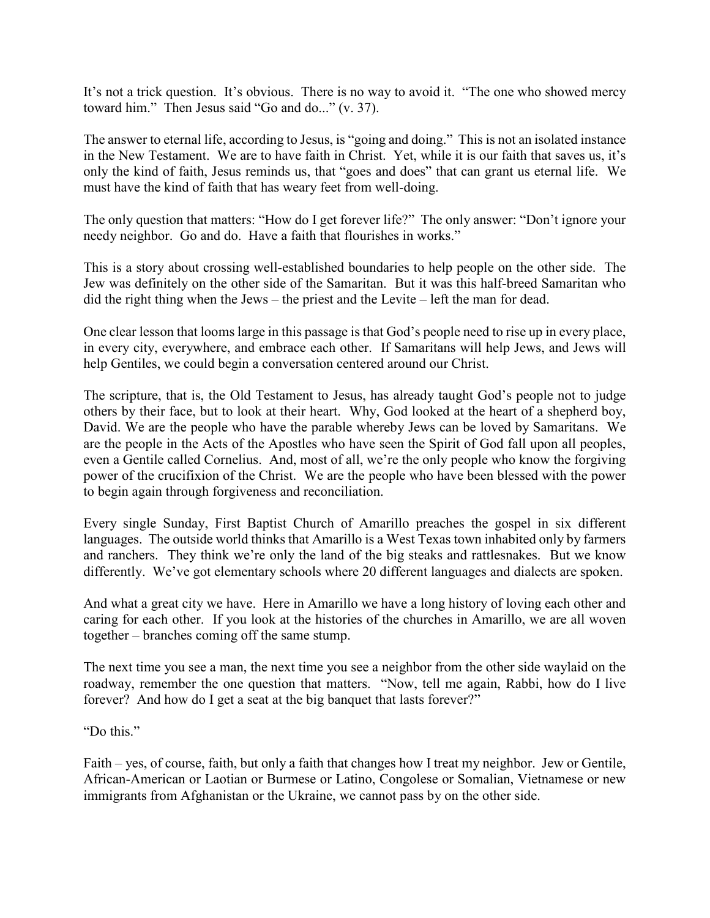It's not a trick question. It's obvious. There is no way to avoid it. "The one who showed mercy toward him." Then Jesus said "Go and do..." (v. 37).

The answer to eternal life, according to Jesus, is "going and doing." This is not an isolated instance in the New Testament. We are to have faith in Christ. Yet, while it is our faith that saves us, it's only the kind of faith, Jesus reminds us, that "goes and does" that can grant us eternal life. We must have the kind of faith that has weary feet from well-doing.

The only question that matters: "How do I get forever life?" The only answer: "Don't ignore your needy neighbor. Go and do. Have a faith that flourishes in works."

This is a story about crossing well-established boundaries to help people on the other side. The Jew was definitely on the other side of the Samaritan. But it was this half-breed Samaritan who did the right thing when the Jews – the priest and the Levite – left the man for dead.

One clear lesson that looms large in this passage is that God's people need to rise up in every place, in every city, everywhere, and embrace each other. If Samaritans will help Jews, and Jews will help Gentiles, we could begin a conversation centered around our Christ.

The scripture, that is, the Old Testament to Jesus, has already taught God's people not to judge others by their face, but to look at their heart. Why, God looked at the heart of a shepherd boy, David. We are the people who have the parable whereby Jews can be loved by Samaritans. We are the people in the Acts of the Apostles who have seen the Spirit of God fall upon all peoples, even a Gentile called Cornelius. And, most of all, we're the only people who know the forgiving power of the crucifixion of the Christ. We are the people who have been blessed with the power to begin again through forgiveness and reconciliation.

Every single Sunday, First Baptist Church of Amarillo preaches the gospel in six different languages. The outside world thinks that Amarillo is a West Texas town inhabited only by farmers and ranchers. They think we're only the land of the big steaks and rattlesnakes. But we know differently. We've got elementary schools where 20 different languages and dialects are spoken.

And what a great city we have. Here in Amarillo we have a long history of loving each other and caring for each other. If you look at the histories of the churches in Amarillo, we are all woven together – branches coming off the same stump.

The next time you see a man, the next time you see a neighbor from the other side waylaid on the roadway, remember the one question that matters. "Now, tell me again, Rabbi, how do I live forever? And how do I get a seat at the big banquet that lasts forever?"

"Do this."

Faith – yes, of course, faith, but only a faith that changes how I treat my neighbor. Jew or Gentile, African-American or Laotian or Burmese or Latino, Congolese or Somalian, Vietnamese or new immigrants from Afghanistan or the Ukraine, we cannot pass by on the other side.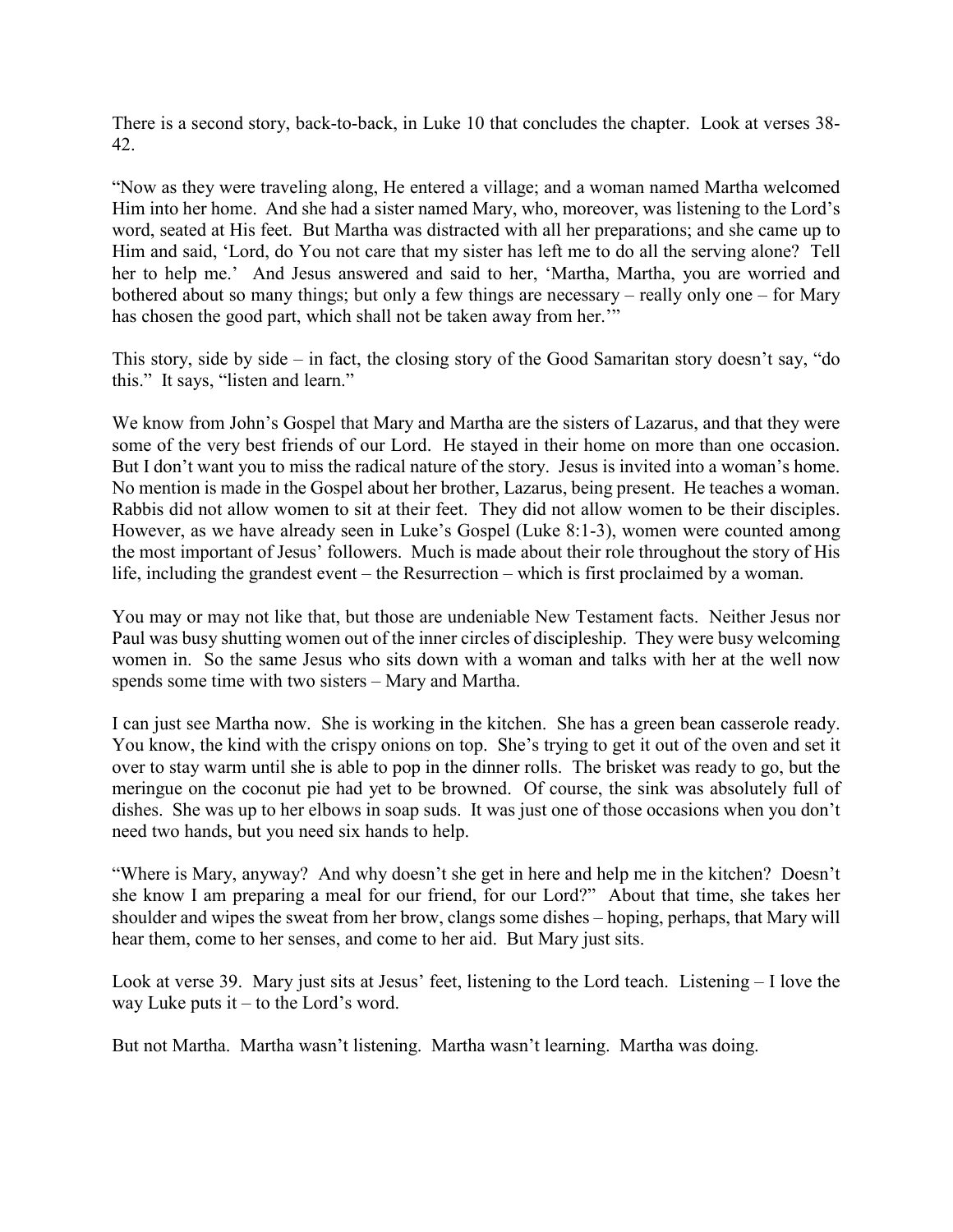There is a second story, back-to-back, in Luke 10 that concludes the chapter. Look at verses 38-42.

"Now as they were traveling along, He entered a village; and a woman named Martha welcomed Him into her home. And she had a sister named Mary, who, moreover, was listening to the Lord's word, seated at His feet. But Martha was distracted with all her preparations; and she came up to Him and said, 'Lord, do You not care that my sister has left me to do all the serving alone? Tell her to help me.' And Jesus answered and said to her, 'Martha, Martha, you are worried and bothered about so many things; but only a few things are necessary – really only one – for Mary has chosen the good part, which shall not be taken away from her.'"

This story, side by side – in fact, the closing story of the Good Samaritan story doesn't say, "do this." It says, "listen and learn."

We know from John's Gospel that Mary and Martha are the sisters of Lazarus, and that they were some of the very best friends of our Lord. He stayed in their home on more than one occasion. But I don't want you to miss the radical nature of the story. Jesus is invited into a woman's home. No mention is made in the Gospel about her brother, Lazarus, being present. He teaches a woman. Rabbis did not allow women to sit at their feet. They did not allow women to be their disciples. However, as we have already seen in Luke's Gospel (Luke 8:1-3), women were counted among the most important of Jesus' followers. Much is made about their role throughout the story of His life, including the grandest event – the Resurrection – which is first proclaimed by a woman.

You may or may not like that, but those are undeniable New Testament facts. Neither Jesus nor Paul was busy shutting women out of the inner circles of discipleship. They were busy welcoming women in. So the same Jesus who sits down with a woman and talks with her at the well now spends some time with two sisters – Mary and Martha.

I can just see Martha now. She is working in the kitchen. She has a green bean casserole ready. You know, the kind with the crispy onions on top. She's trying to get it out of the oven and set it over to stay warm until she is able to pop in the dinner rolls. The brisket was ready to go, but the meringue on the coconut pie had yet to be browned. Of course, the sink was absolutely full of dishes. She was up to her elbows in soap suds. It was just one of those occasions when you don't need two hands, but you need six hands to help.

"Where is Mary, anyway? And why doesn't she get in here and help me in the kitchen? Doesn't she know I am preparing a meal for our friend, for our Lord?" About that time, she takes her shoulder and wipes the sweat from her brow, clangs some dishes – hoping, perhaps, that Mary will hear them, come to her senses, and come to her aid. But Mary just sits.

Look at verse 39. Mary just sits at Jesus' feet, listening to the Lord teach. Listening – I love the way Luke puts it – to the Lord's word.

But not Martha. Martha wasn't listening. Martha wasn't learning. Martha was doing.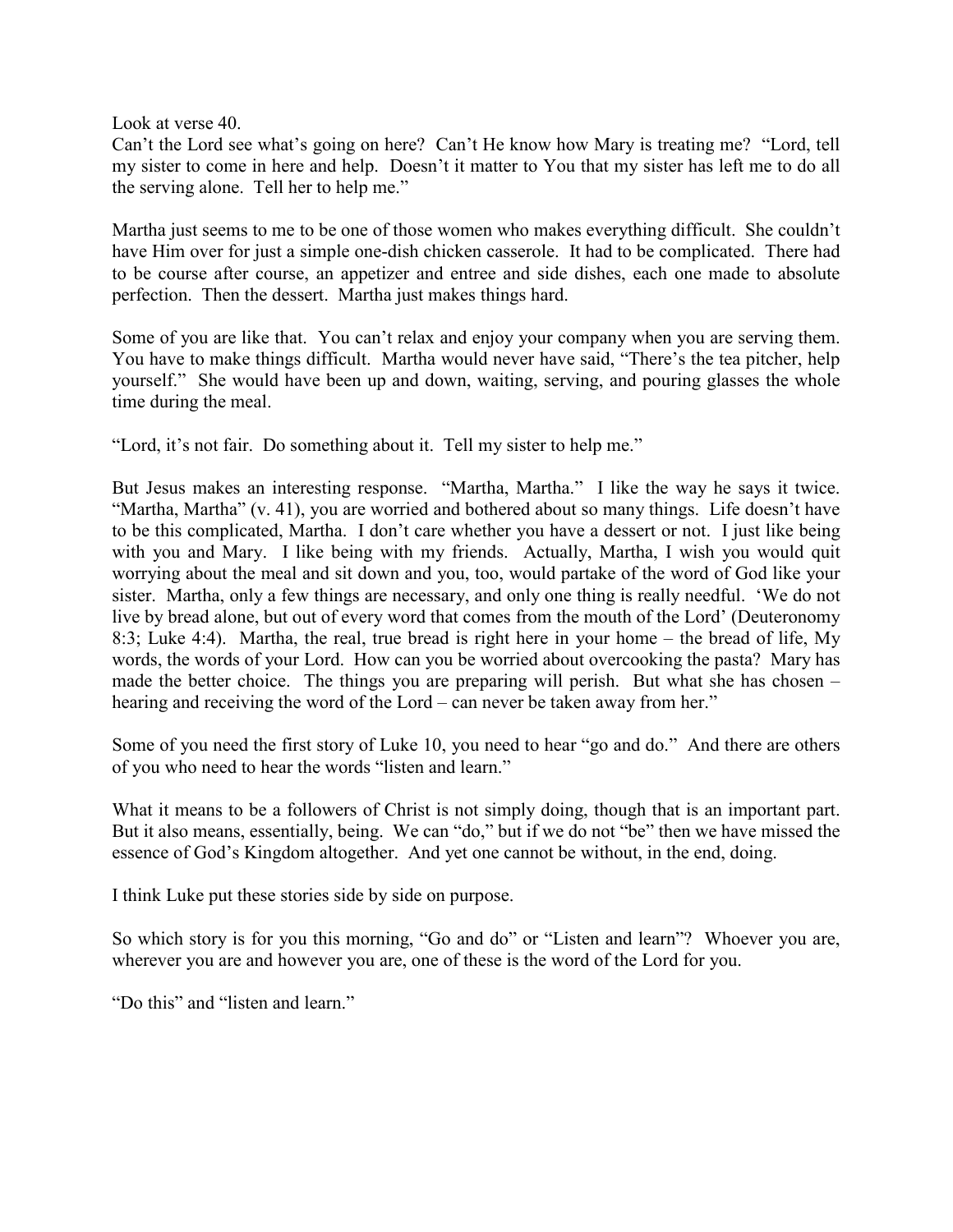Look at verse 40.
Can't the Lord see what's going on here? Can't He know how Mary is treating me? "Lord, tell my sister to come in here and help. Doesn't it matter to You that my sister has left me to do all the serving alone. Tell her to help me."

Martha just seems to me to be one of those women who makes everything difficult. She couldn't have Him over for just a simple one-dish chicken casserole. It had to be complicated. There had to be course after course, an appetizer and entree and side dishes, each one made to absolute perfection. Then the dessert. Martha just makes things hard.

Some of you are like that. You can't relax and enjoy your company when you are serving them. You have to make things difficult. Martha would never have said, "There's the tea pitcher, help yourself." She would have been up and down, waiting, serving, and pouring glasses the whole time during the meal.

"Lord, it's not fair. Do something about it. Tell my sister to help me."

But Jesus makes an interesting response. "Martha, Martha." I like the way he says it twice. "Martha, Martha" (v. 41), you are worried and bothered about so many things. Life doesn't have to be this complicated, Martha. I don't care whether you have a dessert or not. I just like being with you and Mary. I like being with my friends. Actually, Martha, I wish you would quit worrying about the meal and sit down and you, too, would partake of the word of God like your sister. Martha, only a few things are necessary, and only one thing is really needful. 'We do not live by bread alone, but out of every word that comes from the mouth of the Lord' (Deuteronomy 8:3; Luke 4:4). Martha, the real, true bread is right here in your home – the bread of life, My words, the words of your Lord. How can you be worried about overcooking the pasta? Mary has made the better choice. The things you are preparing will perish. But what she has chosen – hearing and receiving the word of the Lord – can never be taken away from her."

Some of you need the first story of Luke 10, you need to hear "go and do." And there are others of you who need to hear the words "listen and learn."

What it means to be a followers of Christ is not simply doing, though that is an important part. But it also means, essentially, being. We can "do," but if we do not "be" then we have missed the essence of God's Kingdom altogether. And yet one cannot be without, in the end, doing.

I think Luke put these stories side by side on purpose.

So which story is for you this morning, "Go and do" or "Listen and learn"? Whoever you are, wherever you are and however you are, one of these is the word of the Lord for you.

"Do this" and "listen and learn."